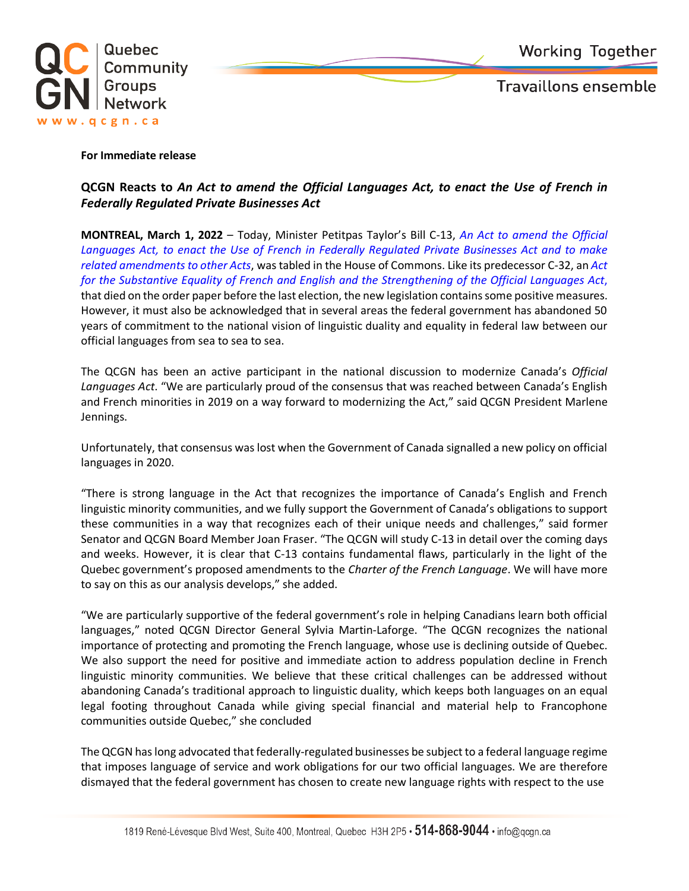**For Immediate release**

## QCGN Reacts to *An Act to amend the Official Languages Act, to enact the Use of French in Federally Regulated Private Businesses Act*

**MONTREAL, March 1, 2022** – Today, Minister Petitpas Taylor's Bill C-13, *An Act to amend the Official Languages Act, to enact the Use of French in Federally Regulated Private Businesses Act and to make related amendments to other Acts*, was tabled in the House of Commons. Like its predecessor C-32, an *Act for the Substantive Equality of French and English and the Strengthening of the Official Languages Act*, that died on the order paper before the last election, the new legislation contains some positive measures. However, it must also be acknowledged that in several areas the federal government has abandoned 50 years of commitment to the national vision of linguistic duality and equality in federal law between our official languages from sea to sea to sea.

The QCGN has been an active participant in the national discussion to modernize Canada's *Official Languages Act*. "We are particularly proud of the consensus that was reached between Canada's English and French minorities in 2019 on a way forward to modernizing the Act," said QCGN President Marlene Jennings.

Unfortunately, that consensus was lost when the Government of Canada signalled a new policy on official languages in 2020.

"There is strong language in the Act that recognizes the importance of Canada's English and French linguistic minority communities, and we fully support the Government of Canada's obligations to support these communities in a way that recognizes each of their unique needs and challenges," said former Senator and QCGN Board Member Joan Fraser. "The QCGN will study C-13 in detail over the coming days and weeks. However, it is clear that C-13 contains fundamental flaws, particularly in the light of the Quebec government's proposed amendments to the *Charter of the French Language*. We will have more to say on this as our analysis develops," she added.

"We are particularly supportive of the federal government's role in helping Canadians learn both official languages," noted QCGN Director General Sylvia Martin-Laforge. "The QCGN recognizes the national importance of protecting and promoting the French language, whose use is declining outside of Quebec. We also support the need for positive and immediate action to address population decline in French linguistic minority communities. We believe that these critical challenges can be addressed without abandoning Canada's traditional approach to linguistic duality, which keeps both languages on an equal legal footing throughout Canada while giving special financial and material help to Francophone communities outside Quebec," she concluded

The QCGN has long advocated that federally-regulated businesses be subject to a federal language regime that imposes language of service and work obligations for our two official languages. We are therefore dismayed that the federal government has chosen to create new language rights with respect to the use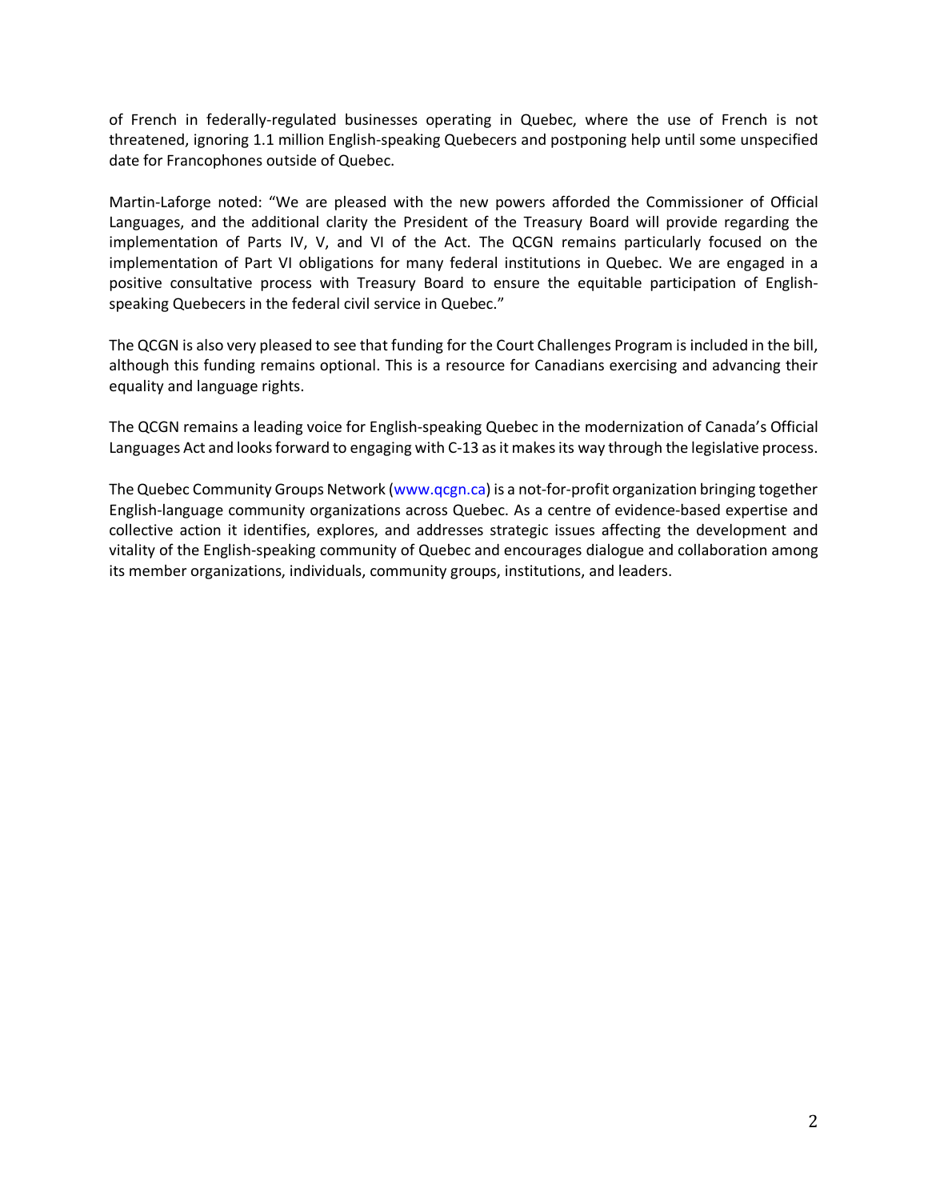of French in federally-regulated businesses operating in Quebec, where the use of French is not threatened, ignoring 1.1 million English-speaking Quebecers and postponing help until some unspecified date for Francophones outside of Quebec.

Martin-Laforge noted: "We are pleased with the new powers afforded the Commissioner of Official Languages, and the additional clarity the President of the Treasury Board will provide regarding the implementation of Parts IV, V, and VI of the Act. The QCGN remains particularly focused on the implementation of Part VI obligations for many federal institutions in Quebec. We are engaged in a positive consultative process with Treasury Board to ensure the equitable participation of English-speaking Quebecers in the federal civil service in Quebec."

The QCGN is also very pleased to see that funding for the Court Challenges Program is included in the bill, although this funding remains optional. This is a resource for Canadians exercising and advancing their equality and language rights.

The QCGN remains a leading voice for English-speaking Quebec in the modernization of Canada's Official Languages Act and looks forward to engaging with C-13 as it makes its way through the legislative process.

The Quebec Community Groups Network (www.qcgn.ca) is a not-for-profit organization bringing together English-language community organizations across Quebec. As a centre of evidence-based expertise and collective action it identifies, explores, and addresses strategic issues affecting the development and vitality of the English-speaking community of Quebec and encourages dialogue and collaboration among its member organizations, individuals, community groups, institutions, and leaders.